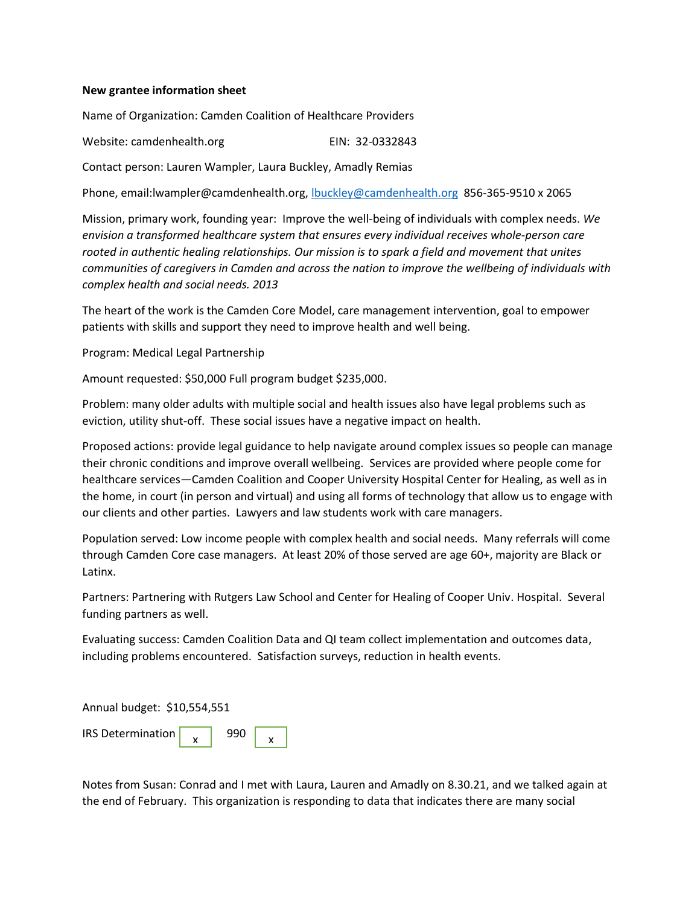**New grantee information sheet**

Name of Organization: Camden Coalition of Healthcare Providers

Website: camdenhealth.org EIN: 32-0332843

Contact person: Lauren Wampler, Laura Buckley, Amadly Remias

Phone, email:lwampler@camdenhealth.org, lbuckley@camdenhealth.org 856-365-9510 x 2065

Mission, primary work, founding year: Improve the well-being of individuals with complex needs. *We envision a transformed healthcare system that ensures every individual receives whole-person care rooted in authentic healing relationships. Our mission is to spark a field and movement that unites communities of caregivers in Camden and across the nation to improve the wellbeing of individuals with complex health and social needs. 2013*

The heart of the work is the Camden Core Model, care management intervention, goal to empower patients with skills and support they need to improve health and well being.

Program: Medical Legal Partnership

Amount requested: $50,000 Full program budget $235,000.

Problem: many older adults with multiple social and health issues also have legal problems such as eviction, utility shut-off. These social issues have a negative impact on health.

Proposed actions: provide legal guidance to help navigate around complex issues so people can manage their chronic conditions and improve overall wellbeing. Services are provided where people come for healthcare services—Camden Coalition and Cooper University Hospital Center for Healing, as well as in the home, in court (in person and virtual) and using all forms of technology that allow us to engage with our clients and other parties. Lawyers and law students work with care managers.

Population served: Low income people with complex health and social needs. Many referrals will come through Camden Core case managers. At least 20% of those served are age 60+, majority are Black or Latinx.

Partners: Partnering with Rutgers Law School and Center for Healing of Cooper Univ. Hospital. Several funding partners as well.

Evaluating success: Camden Coalition Data and QI team collect implementation and outcomes data, including problems encountered. Satisfaction surveys, reduction in health events.

Annual budget: $10,554,551

IRS Determination [x] 990 [x]

Notes from Susan: Conrad and I met with Laura, Lauren and Amadly on 8.30.21, and we talked again at the end of February. This organization is responding to data that indicates there are many social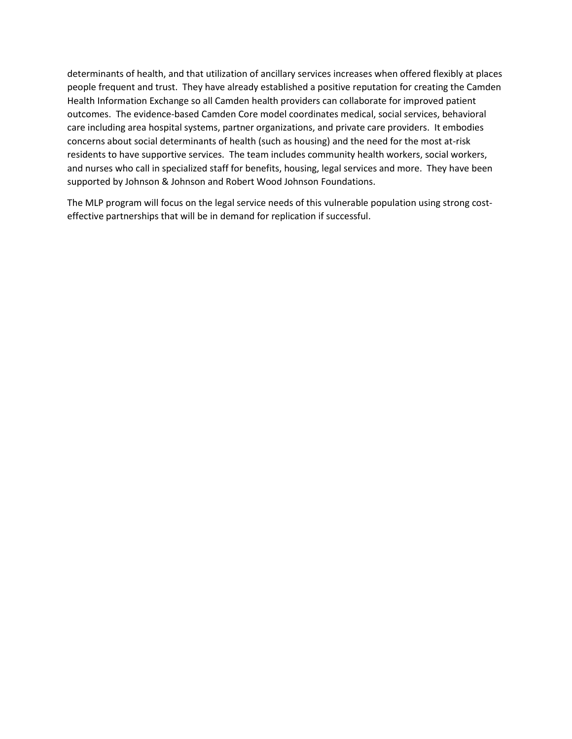determinants of health, and that utilization of ancillary services increases when offered flexibly at places people frequent and trust. They have already established a positive reputation for creating the Camden Health Information Exchange so all Camden health providers can collaborate for improved patient outcomes. The evidence-based Camden Core model coordinates medical, social services, behavioral care including area hospital systems, partner organizations, and private care providers. It embodies concerns about social determinants of health (such as housing) and the need for the most at-risk residents to have supportive services. The team includes community health workers, social workers, and nurses who call in specialized staff for benefits, housing, legal services and more. They have been supported by Johnson & Johnson and Robert Wood Johnson Foundations.

The MLP program will focus on the legal service needs of this vulnerable population using strong cost-effective partnerships that will be in demand for replication if successful.